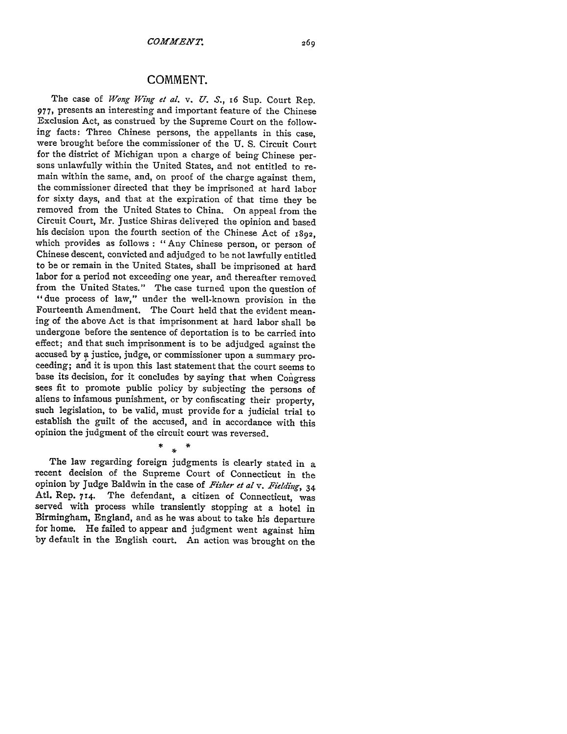## COMMENT.

The case of *Wong Wing et al.* v. *U. S.*, 16 Sup. Court Rep. 977, presents an interesting and important feature of the Chinese Exclusion Act, as construed by the Supreme Court on the following facts: Three Chinese persons, the appellants in this case, were brought before the commissioner of the U. S. Circuit Court for the district of Michigan upon a charge of being Chinese persons unlawfully within the United States, and not entitled to remain within the same, and, on proof of the charge against them, the commissioner directed that they be imprisoned at hard labor for sixty days, and that at the expiration of that time they be removed from the United States to China. On appeal from the Circuit Court, Mr. Justice Shiras delivered the opinion and based his decision upon the fourth section of the Chinese Act of 1892, which provides as follows: "Any Chinese person, or person of Chinese descent, convicted and adjudged to be not lawfully entitled to be or remain in the United States, shall be imprisoned at hard labor for a period not exceeding one year, and thereafter removed from the United States." The case turned upon the question of "due process of law," under the well-known provision in the Fourteenth Amendment. The Court held that the evident meaning of the above Act is that imprisonment at hard labor shall be undergone before the sentence of deportation is to be carried into effect; and that such imprisonment is to be adjudged against the accused by a justice, judge, or commissioner upon a summary proceeding; and it is upon this last statement that the court seems to base its decision, for it concludes by saying that when Congress sees fit to promote public policy by subjecting the persons of aliens to infamous punishment, or by confiscating their property, such legislation, to be valid, must provide for a judicial trial to establish the guilt of the accused, and in accordance with this opinion the judgment of the circuit court was reversed.

\* \* \*

The law regarding foreign judgments is clearly stated in a recent decision of the Supreme Court of Connecticut in the opinion by Judge Baldwin in the case of *Fisher et al* v. *Fielding*, 34 Atl. Rep. 714. The defendant, a citizen of Connecticut, was served with process while transiently stopping at a hotel in Birmingham, England, and as he was about to take his departure for home. He failed to appear and judgment went against him by default in the English court. An action was brought on the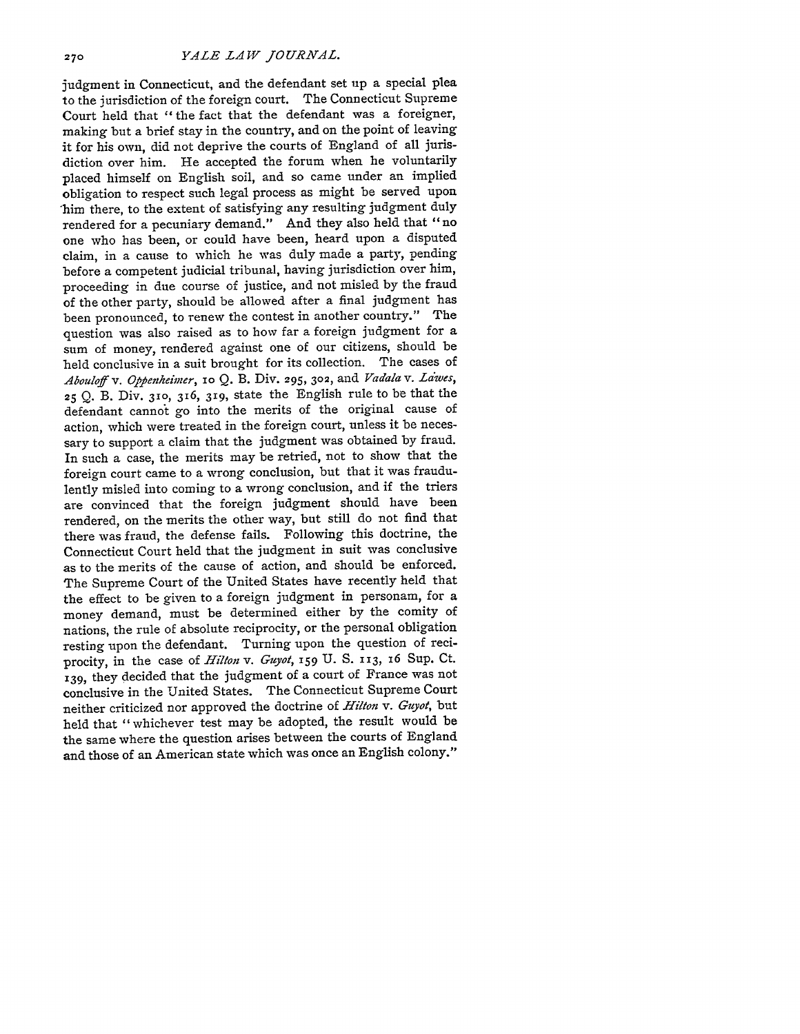judgment in Connecticut, and the defendant set up a special plea to the jurisdiction of the foreign court. The Connecticut Supreme Court held that "the fact that the defendant was a foreigner, making but a brief stay in the country, and on the point of leaving it for his own, did not deprive the courts of England of all jurisdiction over him. He accepted the forum when he voluntarily placed himself on English soil, and so came under an implied obligation to respect such legal process as might be served upon him there, to the extent of satisfying any resulting judgment duly rendered for a pecuniary demand." And they also held that "no one who has been, or could have been, heard upon a disputed claim, in a cause to which he was duly made a party, pending before a competent judicial tribunal, having jurisdiction over him, proceeding in due course of justice, and not misled by the fraud of the other party, should be allowed after a final judgment has been pronounced, to renew the contest in another country." The question was also raised as to how far a foreign judgment for a sum of money, rendered against one of our citizens, should be held conclusive in a suit brought for its collection. The cases of *Abouloff* v. *Oppenheimer*, 10 Q. B. Div. 295, 302, and *Vadala* v. *Lawes*, 25 Q. B. Div. 310, 316, 319, state the English rule to be that the defendant cannot go into the merits of the original cause of action, which were treated in the foreign court, unless it be necessary to support a claim that the judgment was obtained by fraud. In such a case, the merits may be retried, not to show that the foreign court came to a wrong conclusion, but that it was fraudulently misled into coming to a wrong conclusion, and if the triers are convinced that the foreign judgment should have been rendered, on the merits the other way, but still do not find that there was fraud, the defense fails. Following this doctrine, the Connecticut Court held that the judgment in suit was conclusive as to the merits of the cause of action, and should be enforced. The Supreme Court of the United States have recently held that the effect to be given to a foreign judgment in personam, for a money demand, must be determined either by the comity of nations, the rule of absolute reciprocity, or the personal obligation resting upon the defendant. Turning upon the question of reciprocity, in the case of *Hilton* v. *Guyot*, 159 U. S. 113, 16 Sup. Ct. 139, they decided that the judgment of a court of France was not conclusive in the United States. The Connecticut Supreme Court neither criticized nor approved the doctrine of *Hilton* v. *Guyot*, but held that "whichever test may be adopted, the result would be the same where the question arises between the courts of England and those of an American state which was once an English colony."